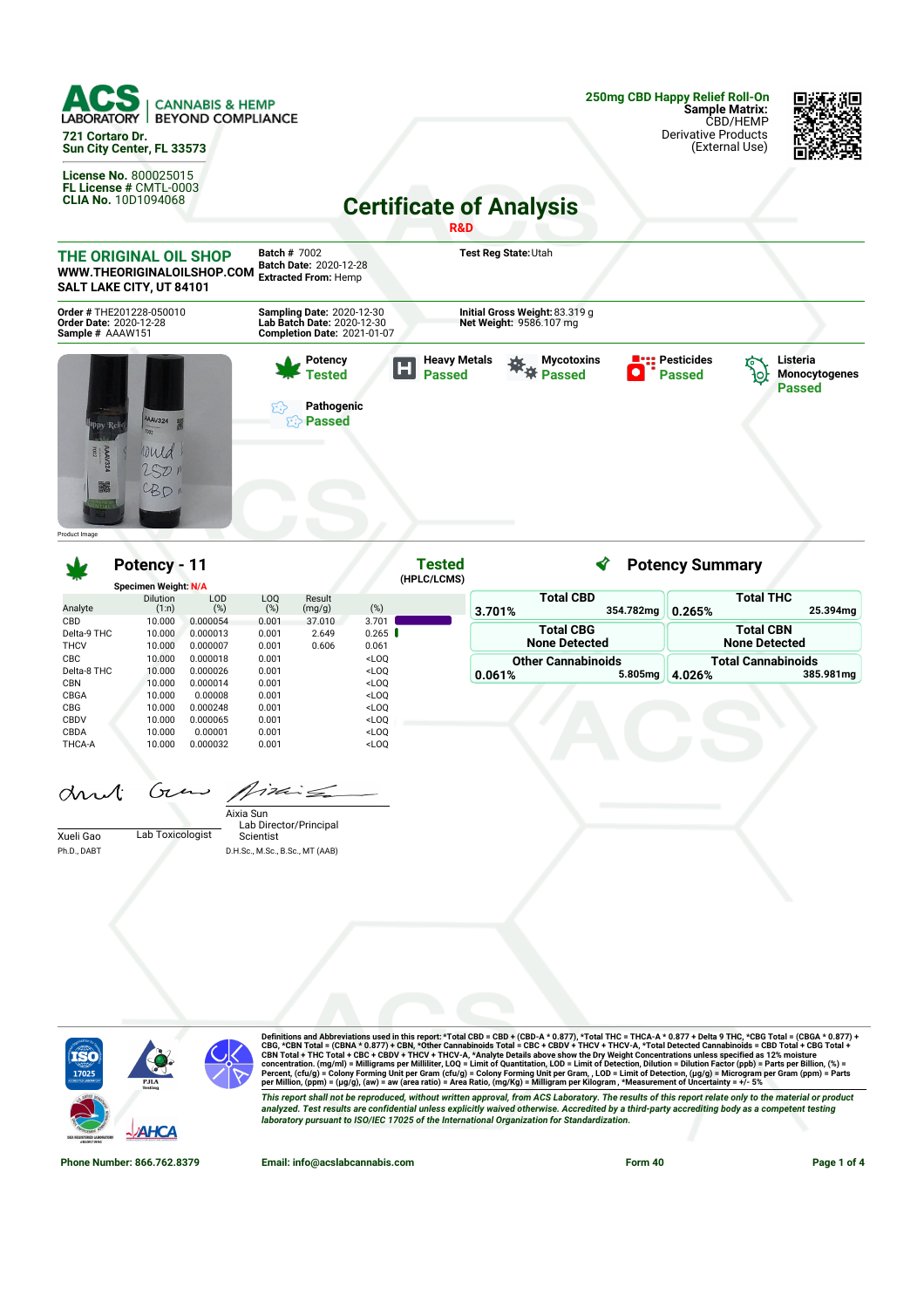**ACS LABORATORY** | CANNABIS & HEMP BEYOND COMPLIANCE

721 Cortaro Dr.
Sun City Center, FL 33573

**License No.** 800025015
**FL License #** CMTL-0003
**CLIA No.** 10D1094068

**250mg CBD Happy Relief Roll-On**
**Sample Matrix:** CBD/HEMP
Derivative Products
(External Use)

# Certificate of Analysis

**R&D**

**THE ORIGINAL OIL SHOP**
**WWW.THEORIGINALOILSHOP.COM**
**SALT LAKE CITY, UT 84101**

**Batch #** 7002
**Batch Date:** 2020-12-28
**Extracted From:** Hemp

**Test Reg State:** Utah

**Order #** THE201228-050010
**Order Date:** 2020-12-28
**Sample #** AAAW151

**Sampling Date:** 2020-12-30
**Lab Batch Date:** 2020-12-30
**Completion Date:** 2021-01-07

**Initial Gross Weight:** 83.319 g
**Net Weight:** 9586.107 mg

Product Image

| Test | Status |
|---|---|
| Potency | Tested |
| Heavy Metals | Passed |
| Mycotoxins | Passed |
| Pesticides | Passed |
| Listeria Monocytogenes | Passed |
| Pathogenic | Passed |

## Potency - 11

**Tested** (HPLC/LCMS)

Specimen Weight: N/A

| Analyte | Dilution (1:n) | LOD (%) | LOQ (%) | Result (mg/g) | (%) |
|---|---|---|---|---|---|
| CBD | 10.000 | 0.000054 | 0.001 | 37.010 | 3.701 |
| Delta-9 THC | 10.000 | 0.000013 | 0.001 | 2.649 | 0.265 |
| THCV | 10.000 | 0.000007 | 0.001 | 0.606 | 0.061 |
| CBC | 10.000 | 0.000018 | 0.001 | | <LOQ |
| Delta-8 THC | 10.000 | 0.000026 | 0.001 | | <LOQ |
| CBN | 10.000 | 0.000014 | 0.001 | | <LOQ |
| CBGA | 10.000 | 0.00008 | 0.001 | | <LOQ |
| CBG | 10.000 | 0.000248 | 0.001 | | <LOQ |
| CBDV | 10.000 | 0.000065 | 0.001 | | <LOQ |
| CBDA | 10.000 | 0.00001 | 0.001 | | <LOQ |
| THCA-A | 10.000 | 0.000032 | 0.001 | | <LOQ |

## Potency Summary

| | % | mg |
|---|---|---|
| Total CBD | 3.701% | 354.782mg |
| Total THC | 0.265% | 25.394mg |
| Total CBG | None Detected | |
| Total CBN | None Detected | |
| Other Cannabinoids | 0.061% | 5.805mg |
| Total Cannabinoids | 4.026% | 385.981mg |

Xueli Gao, Ph.D., DABT — Lab Toxicologist

Aixia Sun, D.H.Sc., M.Sc., B.Sc., MT (AAB) — Lab Director/Principal Scientist

Definitions and Abbreviations used in this report: *Total CBD = CBD + (CBD-A * 0.877), *Total THC = THCA-A * 0.877 + Delta 9 THC, *CBG Total = (CBGA * 0.877) + CBG, *CBN Total = (CBNA * 0.877) + CBN, *Other Cannabinoids Total = CBC + CBDV + THCV + THCV-A, *Total Detected Cannabinoids = CBD Total + CBG Total + CBN Total + THC Total + CBC + CBDV + THCV + THCV-A, *Analyte Details above show the Dry Weight Concentrations unless specified as 12% moisture concentration. (mg/ml) = Milligrams per Milliliter, LOQ = Limit of Quantitation, LOD = Limit of Detection, Dilution = Dilution Factor (ppb) = Parts per Billion, (%) = Percent, (cfu/g) = Colony Forming Unit per Gram (cfu/g) = Colony Forming Unit per Gram, , LOD = Limit of Detection, (µg/g) = Microgram per Gram (ppm) = Parts per Million, (ppm) = (µg/g), (aw) = aw (area ratio) = Area Ratio, (mg/Kg) = Milligram per Kilogram , *Measurement of Uncertainty = +/- 5%

*This report shall not be reproduced, without written approval, from ACS Laboratory. The results of this report relate only to the material or product analyzed. Test results are confidential unless explicitly waived otherwise. Accredited by a third-party accrediting body as a competent testing laboratory pursuant to ISO/IEC 17025 of the International Organization for Standardization.*

Phone Number: 866.762.8379 | Email: info@acslabcannabis.com | Form 40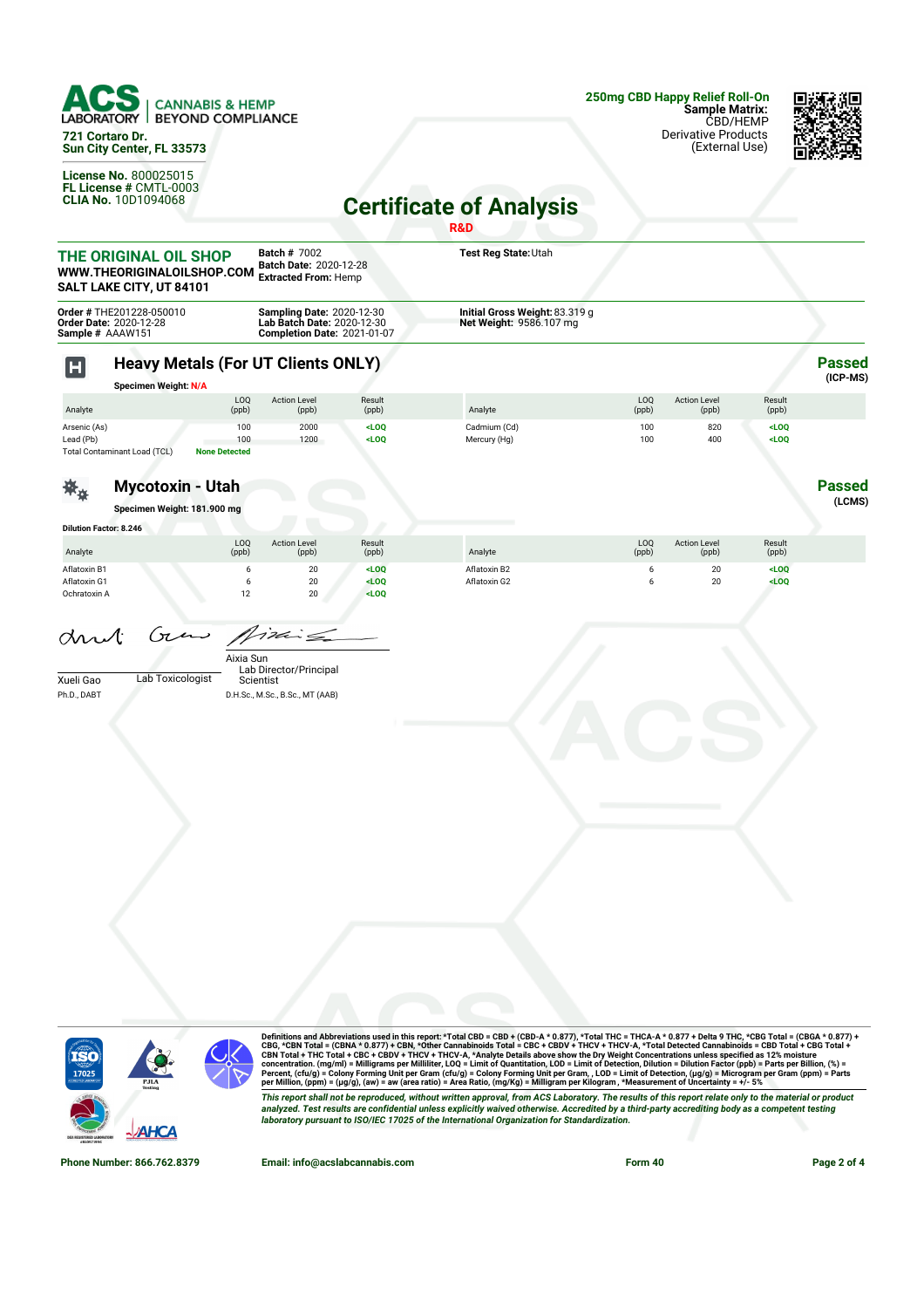**ACS LABORATORY** | CANNABIS & HEMP BEYOND COMPLIANCE

**721 Cortaro Dr.**
**Sun City Center, FL 33573**

**License No.** 800025015
**FL License #** CMTL-0003
**CLIA No.** 10D1094068

**250mg CBD Happy Relief Roll-On**
**Sample Matrix:** CBD/HEMP Derivative Products (External Use)

# Certificate of Analysis

**R&D**

**THE ORIGINAL OIL SHOP**
**WWW.THEORIGINALOILSHOP.COM**
**SALT LAKE CITY, UT 84101**

**Batch #** 7002
**Batch Date:** 2020-12-28
**Extracted From:** Hemp

**Test Reg State:** Utah

**Order #** THE201228-050010
**Order Date:** 2020-12-28
**Sample #** AAAW151

**Sampling Date:** 2020-12-30
**Lab Batch Date:** 2020-12-30
**Completion Date:** 2021-01-07

**Initial Gross Weight:** 83.319 g
**Net Weight:** 9586.107 mg

## Heavy Metals (For UT Clients ONLY)

**Passed** (ICP-MS)

**Specimen Weight:** N/A

| Analyte | LOQ (ppb) | Action Level (ppb) | Result (ppb) | Analyte | LOQ (ppb) | Action Level (ppb) | Result (ppb) |
|---|---|---|---|---|---|---|---|
| Arsenic (As) | 100 | 2000 | <LOQ | Cadmium (Cd) | 100 | 820 | <LOQ |
| Lead (Pb) | 100 | 1200 | <LOQ | Mercury (Hg) | 100 | 400 | <LOQ |
| Total Contaminant Load (TCL) | None Detected | | | | | | |

## Mycotoxin - Utah

**Passed** (LCMS)

**Specimen Weight:** 181.900 mg

**Dilution Factor:** 8.246

| Analyte | LOQ (ppb) | Action Level (ppb) | Result (ppb) | Analyte | LOQ (ppb) | Action Level (ppb) | Result (ppb) |
|---|---|---|---|---|---|---|---|
| Aflatoxin B1 | 6 | 20 | <LOQ | Aflatoxin B2 | 6 | 20 | <LOQ |
| Aflatoxin G1 | 6 | 20 | <LOQ | Aflatoxin G2 | 6 | 20 | <LOQ |
| Ochratoxin A | 12 | 20 | <LOQ | | | | |

Xueli Gao, Lab Toxicologist
Ph.D., DABT

Aixia Sun, Lab Director/Principal Scientist
D.H.Sc., M.Sc., B.Sc., MT (AAB)

**Definitions and Abbreviations used in this report: *Total CBD = CBD + (CBD-A * 0.877), *Total THC = THCA-A * 0.877 + Delta 9 THC, *CBG Total = (CBGA * 0.877) + CBG, *CBN Total = (CBNA * 0.877) + CBN, *Other Cannabinoids Total = CBC + CBDV + THCV + THCV-A, *Total Detected Cannabinoids = CBD Total + CBG Total + CBN Total + THC Total + CBC + CBDV + THCV + THCV-A, *Analyte Details above show the Dry Weight Concentrations unless specified as 12% moisture concentration. (mg/ml) = Milligrams per Milliliter, LOQ = Limit of Quantitation, LOD = Limit of Detection, Dilution = Dilution Factor (ppb) = Parts per Billion, (%) = Percent, (cfu/g) = Colony Forming Unit per Gram (cfu/g) = Colony Forming Unit per Gram, , LOD = Limit of Detection, (µg/g) = Microgram per Gram (ppm) = Parts per Million, (ppm) = (µg/g), (aw) = aw (area ratio) = Area Ratio, (mg/Kg) = Milligram per Kilogram , *Measurement of Uncertainty = +/- 5%**

*This report shall not be reproduced, without written approval, from ACS Laboratory. The results of this report relate only to the material or product analyzed. Test results are confidential unless explicitly waived otherwise. Accredited by a third-party accrediting body as a competent testing laboratory pursuant to ISO/IEC 17025 of the International Organization for Standardization.*

**Phone Number: 866.762.8379** | **Email: info@acslabcannabis.com** | **Form 40**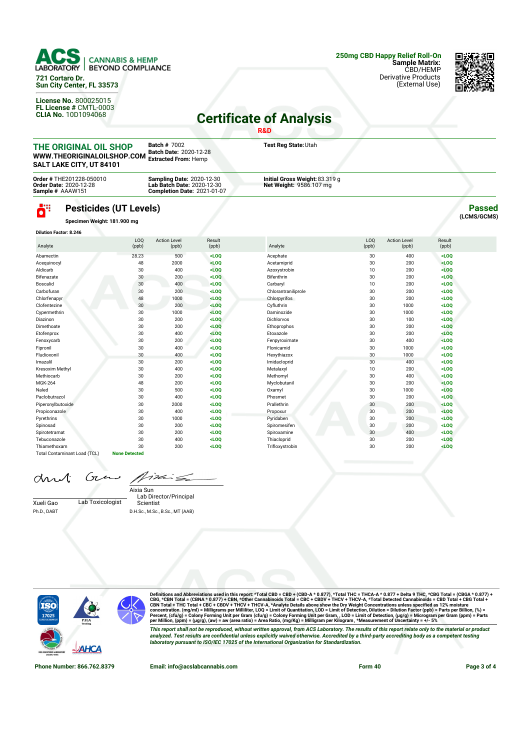**ACS LABORATORY** | CANNABIS & HEMP BEYOND COMPLIANCE

721 Cortaro Dr.
Sun City Center, FL 33573

**License No.** 800025015
**FL License #** CMTL-0003
**CLIA No.** 10D1094068

**250mg CBD Happy Relief Roll-On**
**Sample Matrix:** CBD/HEMP Derivative Products (External Use)

# Certificate of Analysis

**R&D**

**THE ORIGINAL OIL SHOP**
**WWW.THEORIGINALOILSHOP.COM**
**SALT LAKE CITY, UT 84101**

**Batch #** 7002
**Batch Date:** 2020-12-28
**Extracted From:** Hemp

**Test Reg State:** Utah

**Order #** THE201228-050010
**Order Date:** 2020-12-28
**Sample #** AAAW151

**Sampling Date:** 2020-12-30
**Lab Batch Date:** 2020-12-30
**Completion Date:** 2021-01-07

**Initial Gross Weight:** 83.319 g
**Net Weight:** 9586.107 mg

## Pesticides (UT Levels)

**Passed** (LCMS/GCMS)

**Specimen Weight: 181.900 mg**

**Dilution Factor: 8.246**

| Analyte | LOQ (ppb) | Action Level (ppb) | Result (ppb) |
|---|---|---|---|
| Abamectin | 28.23 | 500 | <LOQ |
| Acequinocyl | 48 | 2000 | <LOQ |
| Aldicarb | 30 | 400 | <LOQ |
| Bifenazate | 30 | 200 | <LOQ |
| Boscalid | 30 | 400 | <LOQ |
| Carbofuran | 30 | 200 | <LOQ |
| Chlorfenapyr | 48 | 1000 | <LOQ |
| Clofentezine | 30 | 200 | <LOQ |
| Cypermethrin | 30 | 1000 | <LOQ |
| Diazinon | 30 | 200 | <LOQ |
| Dimethoate | 30 | 200 | <LOQ |
| Etofenprox | 30 | 400 | <LOQ |
| Fenoxycarb | 30 | 200 | <LOQ |
| Fipronil | 30 | 400 | <LOQ |
| Fludioxonil | 30 | 400 | <LOQ |
| Imazalil | 30 | 200 | <LOQ |
| Kresoxim Methyl | 30 | 400 | <LOQ |
| Methiocarb | 30 | 200 | <LOQ |
| MGK-264 | 48 | 200 | <LOQ |
| Naled | 30 | 500 | <LOQ |
| Paclobutrazol | 30 | 400 | <LOQ |
| Piperonylbutoxide | 30 | 2000 | <LOQ |
| Propiconazole | 30 | 400 | <LOQ |
| Pyrethrins | 30 | 1000 | <LOQ |
| Spinosad | 30 | 200 | <LOQ |
| Spirotetramat | 30 | 200 | <LOQ |
| Tebuconazole | 30 | 400 | <LOQ |
| Thiamethoxam | 30 | 200 | <LOQ |
| Total Contaminant Load (TCL) | None Detected | | |

| Analyte | LOQ (ppb) | Action Level (ppb) | Result (ppb) |
|---|---|---|---|
| Acephate | 30 | 400 | <LOQ |
| Acetamiprid | 30 | 200 | <LOQ |
| Azoxystrobin | 10 | 200 | <LOQ |
| Bifenthrin | 30 | 200 | <LOQ |
| Carbaryl | 10 | 200 | <LOQ |
| Chlorantraniliprole | 30 | 200 | <LOQ |
| Chlorpyrifos | 30 | 200 | <LOQ |
| Cyfluthrin | 30 | 1000 | <LOQ |
| Daminozide | 30 | 1000 | <LOQ |
| Dichlorvos | 30 | 100 | <LOQ |
| Ethoprophos | 30 | 200 | <LOQ |
| Etoxazole | 30 | 200 | <LOQ |
| Fenpyroximate | 30 | 400 | <LOQ |
| Flonicamid | 30 | 1000 | <LOQ |
| Hexythiazox | 30 | 1000 | <LOQ |
| Imidacloprid | 30 | 400 | <LOQ |
| Metalaxyl | 10 | 200 | <LOQ |
| Methomyl | 30 | 400 | <LOQ |
| Myclobutanil | 30 | 200 | <LOQ |
| Oxamyl | 30 | 1000 | <LOQ |
| Phosmet | 30 | 200 | <LOQ |
| Prallethrin | 30 | 200 | <LOQ |
| Propoxur | 30 | 200 | <LOQ |
| Pyridaben | 30 | 200 | <LOQ |
| Spiromesifen | 30 | 200 | <LOQ |
| Spiroxamine | 30 | 400 | <LOQ |
| Thiacloprid | 30 | 200 | <LOQ |
| Trifloxystrobin | 30 | 200 | <LOQ |

Xueli Gao — Lab Toxicologist
Ph.D., DABT

Aixia Sun — Lab Director/Principal Scientist
D.H.Sc., M.Sc., B.Sc., MT (AAB)

Definitions and Abbreviations used in this report: *Total CBD = CBD + (CBD-A * 0.877), *Total THC = THCA-A * 0.877 + Delta 9 THC, *CBG Total = (CBGA * 0.877) + CBG, *CBN Total = (CBNA * 0.877) + CBN, *Other Cannabinoids Total = CBC + CBDV + THCV + THCV-A, *Total Detected Cannabinoids = CBD Total + CBG Total + CBN Total + THC Total + CBC + CBDV + THCV + THCV-A, *Analyte Details above show the Dry Weight Concentrations unless specified as 12% moisture concentration. (mg/ml) = Milligrams per Milliliter, LOQ = Limit of Quantitation, LOD = Limit of Detection, Dilution = Dilution Factor (ppb) = Parts per Billion, (%) = Percent, (cfu/g) = Colony Forming Unit per Gram (cfu/g) = Colony Forming Unit per Gram, , LOD = Limit of Detection, (µg/g) = Microgram per Gram (ppm) = Parts per Million, (ppm) = (µg/g), (aw) = aw (area ratio) = Area Ratio, (mg/Kg) = Milligram per Kilogram , *Measurement of Uncertainty = +/- 5%

*This report shall not be reproduced, without written approval, from ACS Laboratory. The results of this report relate only to the material or product analyzed. Test results are confidential unless explicitly waived otherwise. Accredited by a third-party accrediting body as a competent testing laboratory pursuant to ISO/IEC 17025 of the International Organization for Standardization.*

Phone Number: 866.762.8379 | Email: info@acslabcannabis.com | Form 40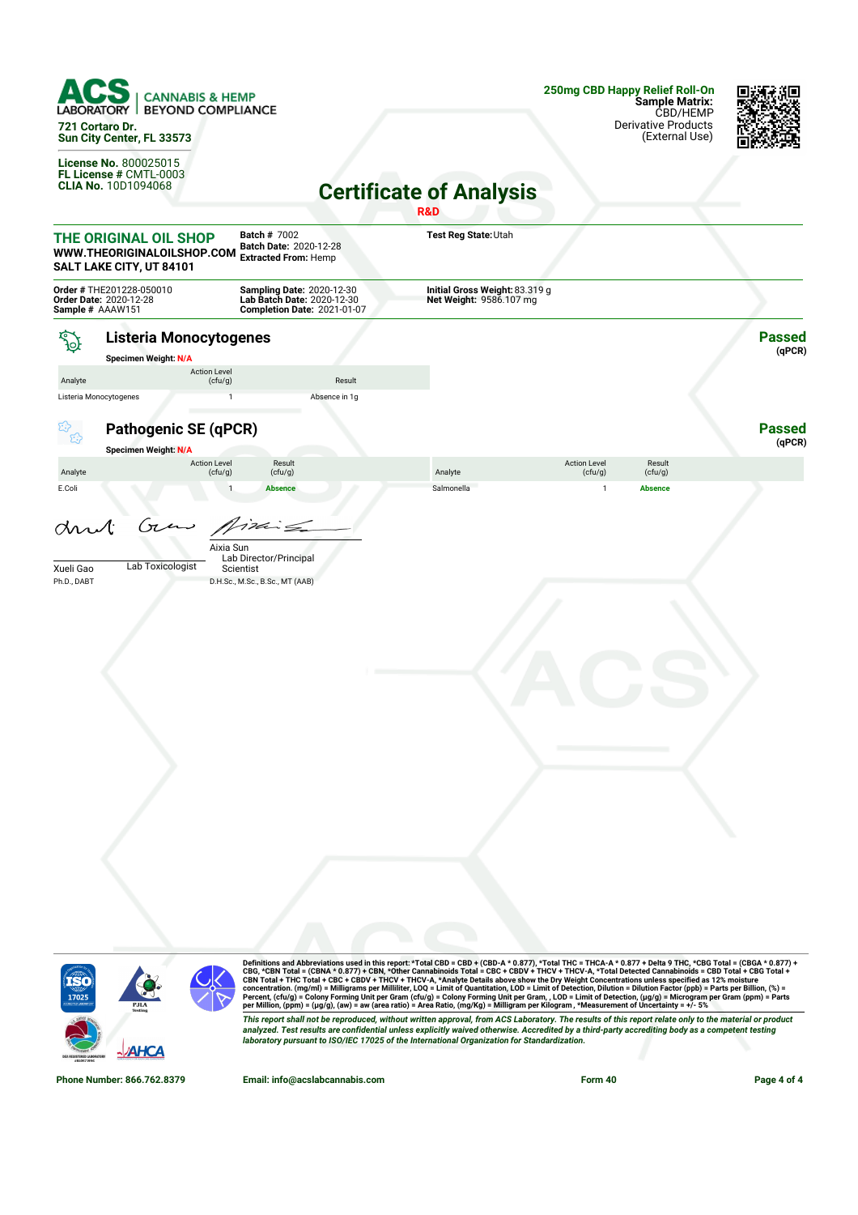ACS LABORATORY | CANNABIS & HEMP BEYOND COMPLIANCE

721 Cortaro Dr.
Sun City Center, FL 33573

**License No.** 800025015
**FL License #** CMTL-0003
**CLIA No.** 10D1094068

**250mg CBD Happy Relief Roll-On**
**Sample Matrix:** CBD/HEMP Derivative Products (External Use)

# Certificate of Analysis

R&D

**THE ORIGINAL OIL SHOP**
**WWW.THEORIGINALOILSHOP.COM**
**SALT LAKE CITY, UT 84101**

**Batch #** 7002
**Batch Date:** 2020-12-28
**Extracted From:** Hemp

**Test Reg State:** Utah

**Order #** THE201228-050010
**Order Date:** 2020-12-28
**Sample #** AAAW151

**Sampling Date:** 2020-12-30
**Lab Batch Date:** 2020-12-30
**Completion Date:** 2021-01-07

**Initial Gross Weight:** 83.319 g
**Net Weight:** 9586.107 mg

## Listeria Monocytogenes

**Passed** (qPCR)

**Specimen Weight:** N/A

| Analyte | Action Level (cfu/g) | Result |
|---|---|---|
| Listeria Monocytogenes | 1 | Absence in 1g |

## Pathogenic SE (qPCR)

**Passed** (qPCR)

**Specimen Weight:** N/A

| Analyte | Action Level (cfu/g) | Result (cfu/g) |
|---|---|---|
| E.Coli | 1 | Absence |
| Salmonella | 1 | Absence |

Xueli Gao, Ph.D., DABT — Lab Toxicologist

Aixia Sun, D.H.Sc., M.Sc., B.Sc., MT (AAB) — Lab Director/Principal Scientist

**Definitions and Abbreviations used in this report: *Total CBD = CBD + (CBD-A * 0.877), *Total THC = THCA-A * 0.877 + Delta 9 THC, *CBG Total = (CBGA * 0.877) + CBG, *CBN Total = (CBNA * 0.877) + CBN, *Other Cannabinoids Total = CBC + CBDV + THCV + THCV-A, *Total Detected Cannabinoids = CBD Total + CBG Total + CBN Total + THC Total + CBC + CBDV + THCV + THCV-A, *Analyte Details above show the Dry Weight Concentrations unless specified as 12% moisture concentration. (mg/ml) = Milligrams per Milliliter, LOQ = Limit of Quantitation, LOD = Limit of Detection, Dilution = Dilution Factor (ppb) = Parts per Billion, (%) = Percent, (cfu/g) = Colony Forming Unit per Gram (cfu/g) = Colony Forming Unit per Gram, , LOD = Limit of Detection, (µg/g) = Microgram per Gram (ppm) = Parts per Million, (ppm) = (µg/g), (aw) = aw (area ratio) = Area Ratio, (mg/Kg) = Milligram per Kilogram , *Measurement of Uncertainty = +/- 5%**

*This report shall not be reproduced, without written approval, from ACS Laboratory. The results of this report relate only to the material or product analyzed. Test results are confidential unless explicitly waived otherwise. Accredited by a third-party accrediting body as a competent testing laboratory pursuant to ISO/IEC 17025 of the International Organization for Standardization.*

**Phone Number:** 866.762.8379 **Email:** info@acslabcannabis.com Form 40